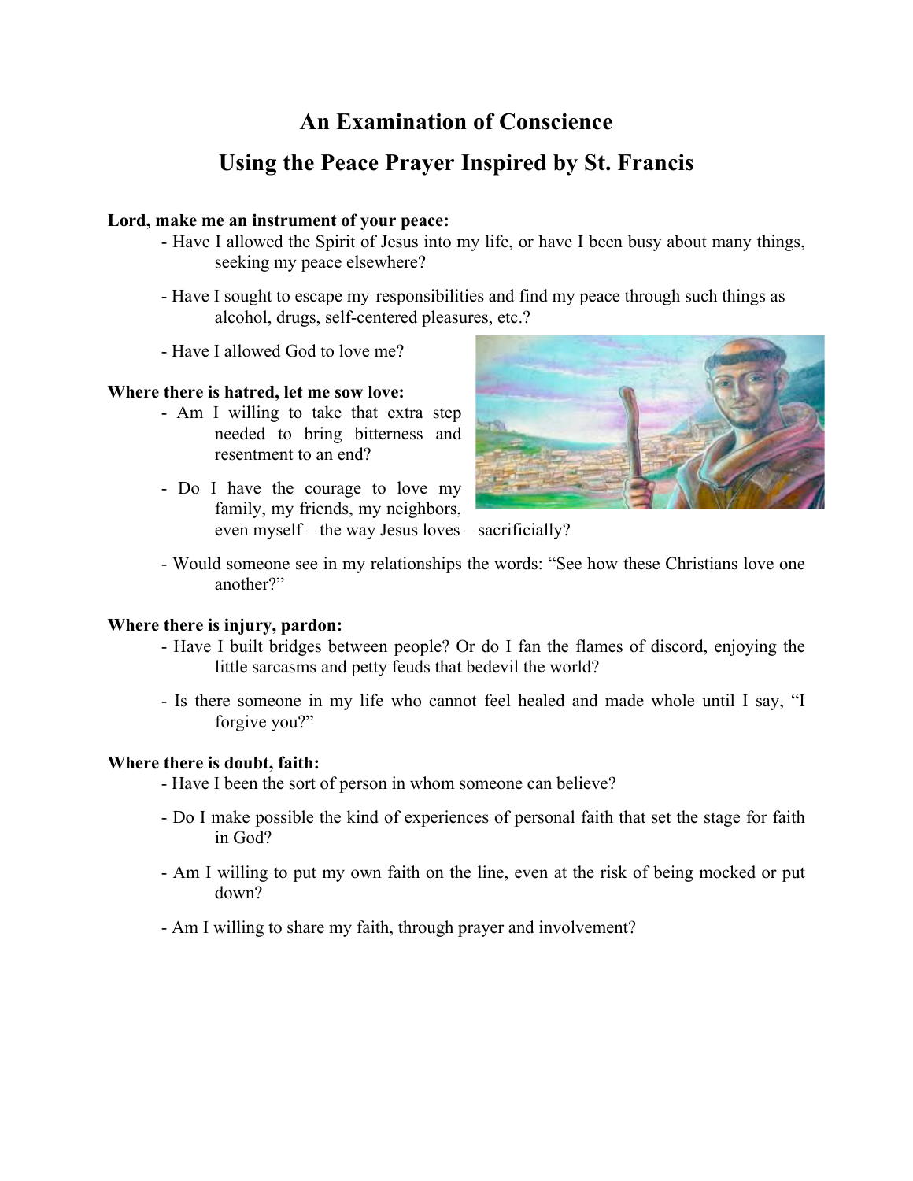# An Examination of Conscience

## Using the Peace Prayer Inspired by St. Francis

**Lord, make me an instrument of your peace:**

- Have I allowed the Spirit of Jesus into my life, or have I been busy about many things, seeking my peace elsewhere?
- Have I sought to escape my responsibilities and find my peace through such things as alcohol, drugs, self-centered pleasures, etc.?
- Have I allowed God to love me?

**Where there is hatred, let me sow love:**

- Am I willing to take that extra step needed to bring bitterness and resentment to an end?
- Do I have the courage to love my family, my friends, my neighbors, even myself – the way Jesus loves – sacrificially?
- Would someone see in my relationships the words: "See how these Christians love one another?"

**Where there is injury, pardon:**

- Have I built bridges between people? Or do I fan the flames of discord, enjoying the little sarcasms and petty feuds that bedevil the world?
- Is there someone in my life who cannot feel healed and made whole until I say, "I forgive you?"

**Where there is doubt, faith:**

- Have I been the sort of person in whom someone can believe?
- Do I make possible the kind of experiences of personal faith that set the stage for faith in God?
- Am I willing to put my own faith on the line, even at the risk of being mocked or put down?
- Am I willing to share my faith, through prayer and involvement?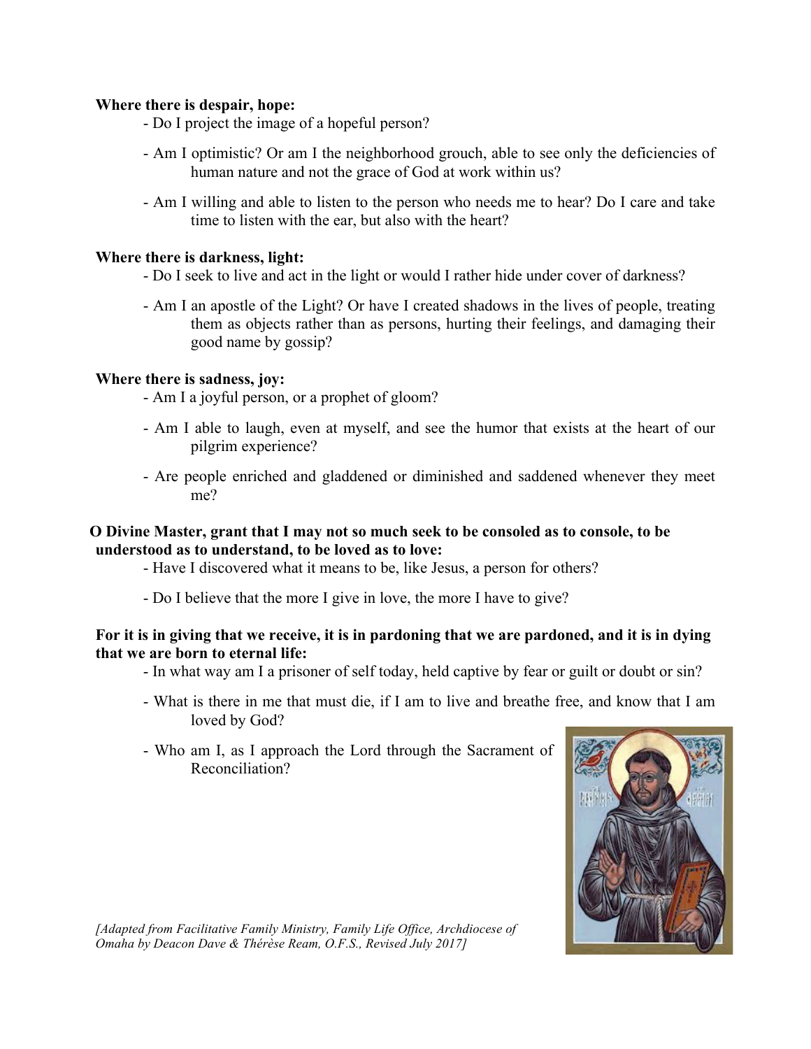**Where there is despair, hope:**

- Do I project the image of a hopeful person?
- Am I optimistic? Or am I the neighborhood grouch, able to see only the deficiencies of human nature and not the grace of God at work within us?
- Am I willing and able to listen to the person who needs me to hear? Do I care and take time to listen with the ear, but also with the heart?

**Where there is darkness, light:**

- Do I seek to live and act in the light or would I rather hide under cover of darkness?
- Am I an apostle of the Light? Or have I created shadows in the lives of people, treating them as objects rather than as persons, hurting their feelings, and damaging their good name by gossip?

**Where there is sadness, joy:**

- Am I a joyful person, or a prophet of gloom?
- Am I able to laugh, even at myself, and see the humor that exists at the heart of our pilgrim experience?
- Are people enriched and gladdened or diminished and saddened whenever they meet me?

**O Divine Master, grant that I may not so much seek to be consoled as to console, to be understood as to understand, to be loved as to love:**

- Have I discovered what it means to be, like Jesus, a person for others?
- Do I believe that the more I give in love, the more I have to give?

**For it is in giving that we receive, it is in pardoning that we are pardoned, and it is in dying that we are born to eternal life:**

- In what way am I a prisoner of self today, held captive by fear or guilt or doubt or sin?
- What is there in me that must die, if I am to live and breathe free, and know that I am loved by God?
- Who am I, as I approach the Lord through the Sacrament of Reconciliation?

*[Adapted from Facilitative Family Ministry, Family Life Office, Archdiocese of Omaha by Deacon Dave & Thérèse Ream, O.F.S., Revised July 2017]*